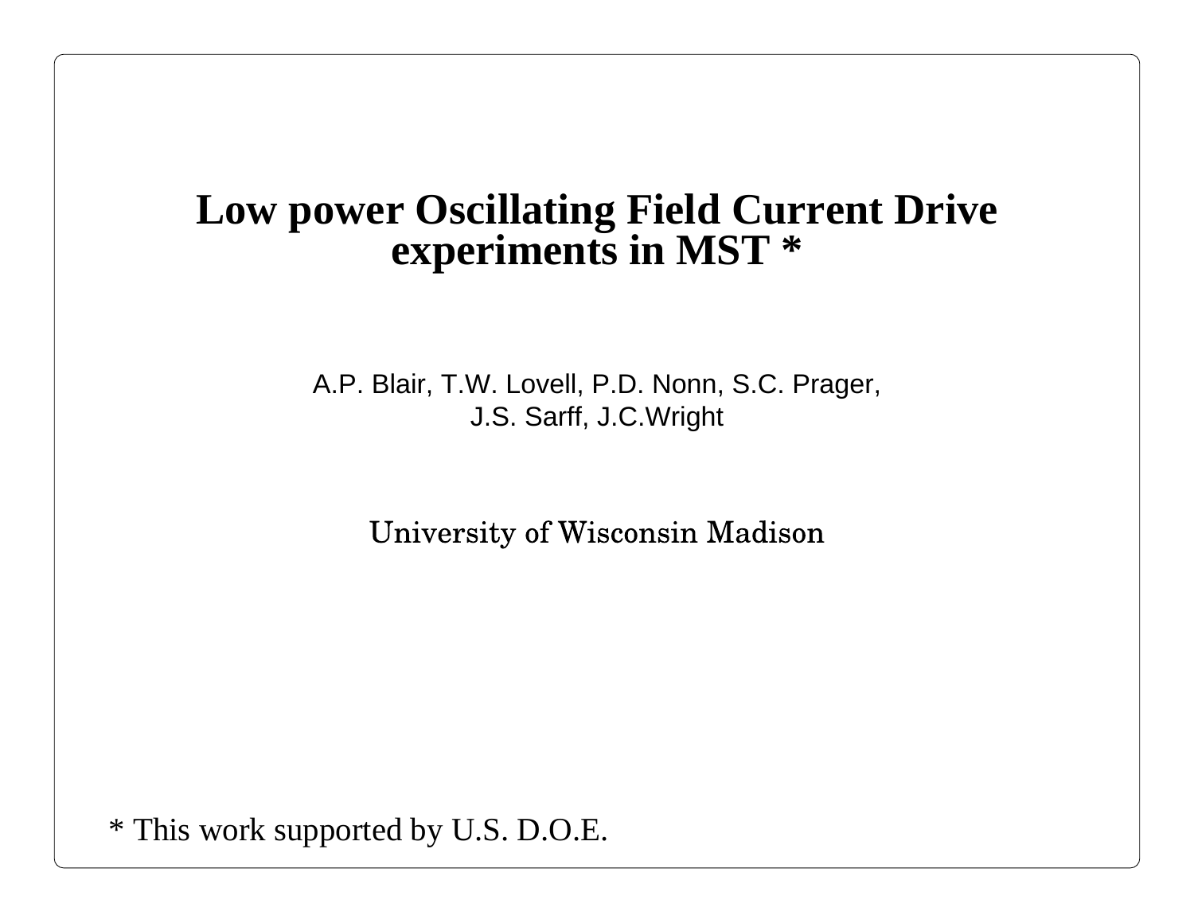# Low power Oscillating Field Current Drive experiments in MST *

A.P. Blair, T.W. Lovell, P.D. Nonn, S.C. Prager,
J.S. Sarff, J.C.Wright

University of Wisconsin Madison

* This work supported by U.S. D.O.E.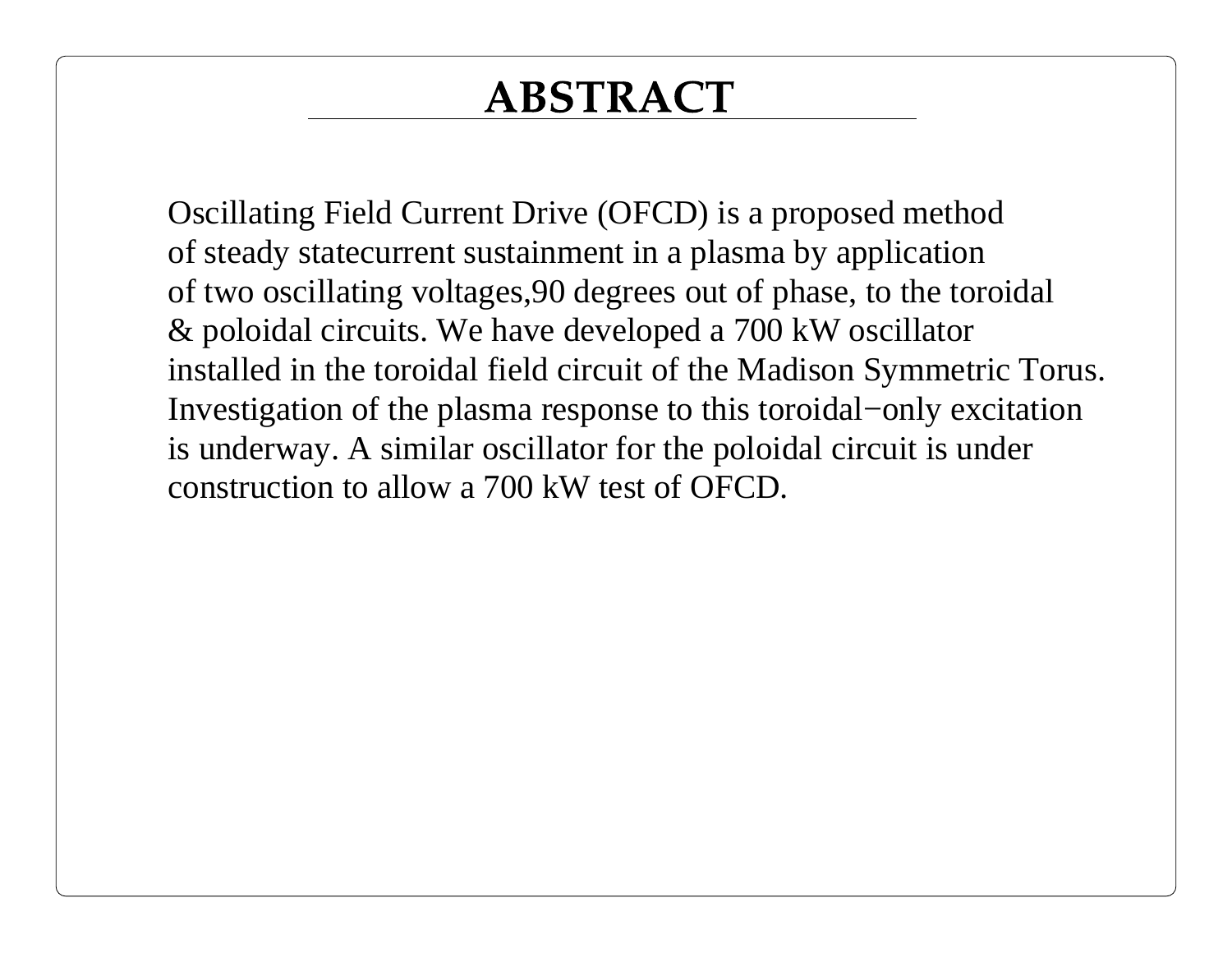# ABSTRACT

Oscillating Field Current Drive (OFCD) is a proposed method of steady statecurrent sustainment in a plasma by application of two oscillating voltages,90 degrees out of phase, to the toroidal & poloidal circuits. We have developed a 700 kW oscillator installed in the toroidal field circuit of the Madison Symmetric Torus. Investigation of the plasma response to this toroidal−only excitation is underway. A similar oscillator for the poloidal circuit is under construction to allow a 700 kW test of OFCD.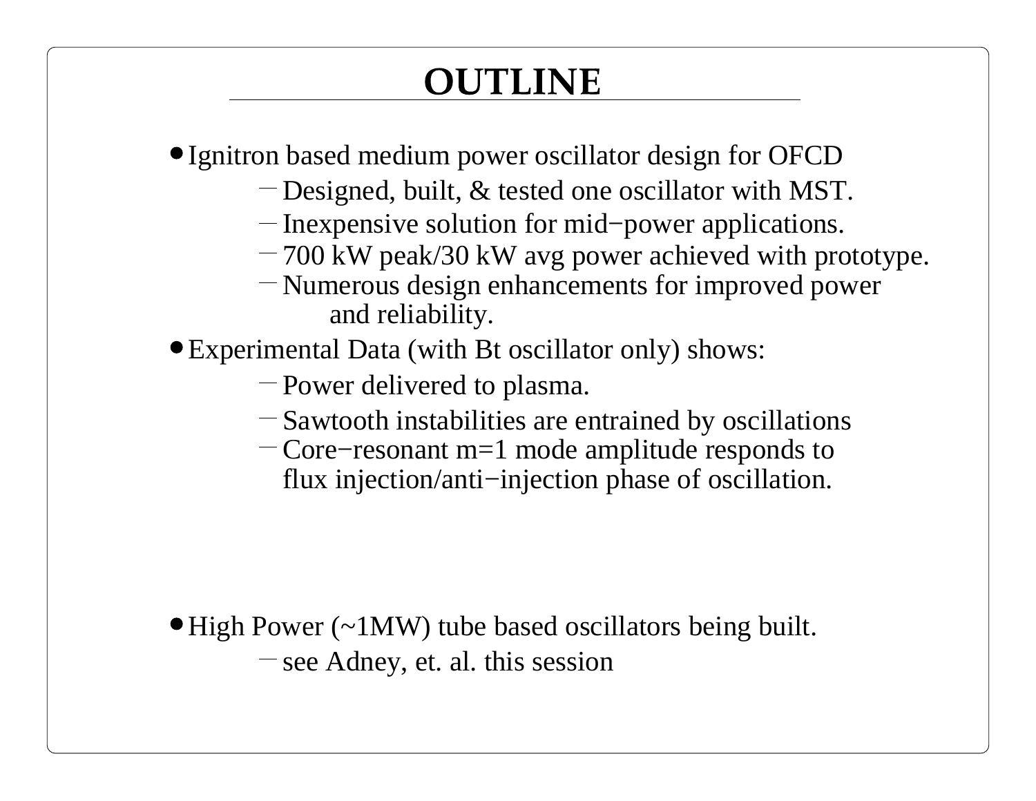# OUTLINE

- Ignitron based medium power oscillator design for OFCD
  - Designed, built, & tested one oscillator with MST.
  - Inexpensive solution for mid−power applications.
  - 700 kW peak/30 kW avg power achieved with prototype.
  - Numerous design enhancements for improved power and reliability.
- Experimental Data (with Bt oscillator only) shows:
  - Power delivered to plasma.
  - Sawtooth instabilities are entrained by oscillations
  - Core−resonant m=1 mode amplitude responds to flux injection/anti−injection phase of oscillation.
- High Power (~1MW) tube based oscillators being built.
  - see Adney, et. al. this session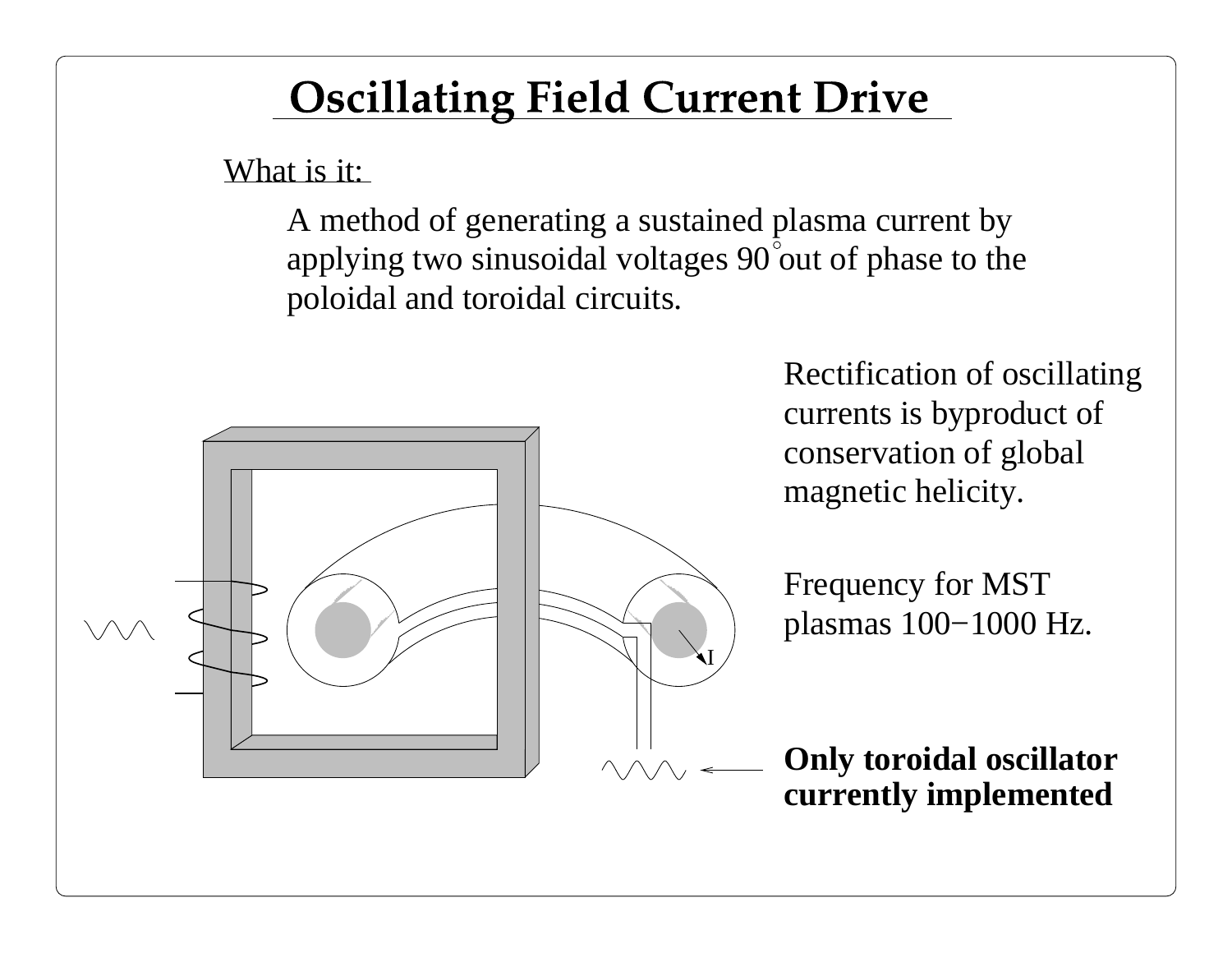# Oscillating Field Current Drive

What is it:

A method of generating a sustained plasma current by applying two sinusoidal voltages 90° out of phase to the poloidal and toroidal circuits.

I

Rectification of oscillating currents is byproduct of conservation of global magnetic helicity.

Frequency for MST plasmas 100−1000 Hz.

**Only toroidal oscillator currently implemented**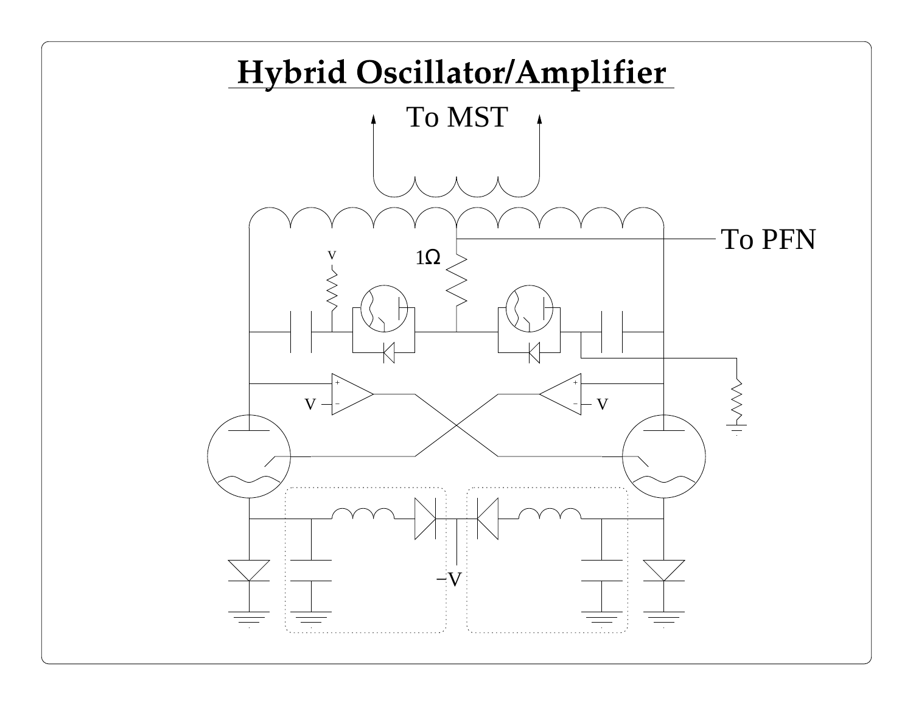# Hybrid Oscillator/Amplifier

To MST

To PFN

1Ω

V

V

V

−V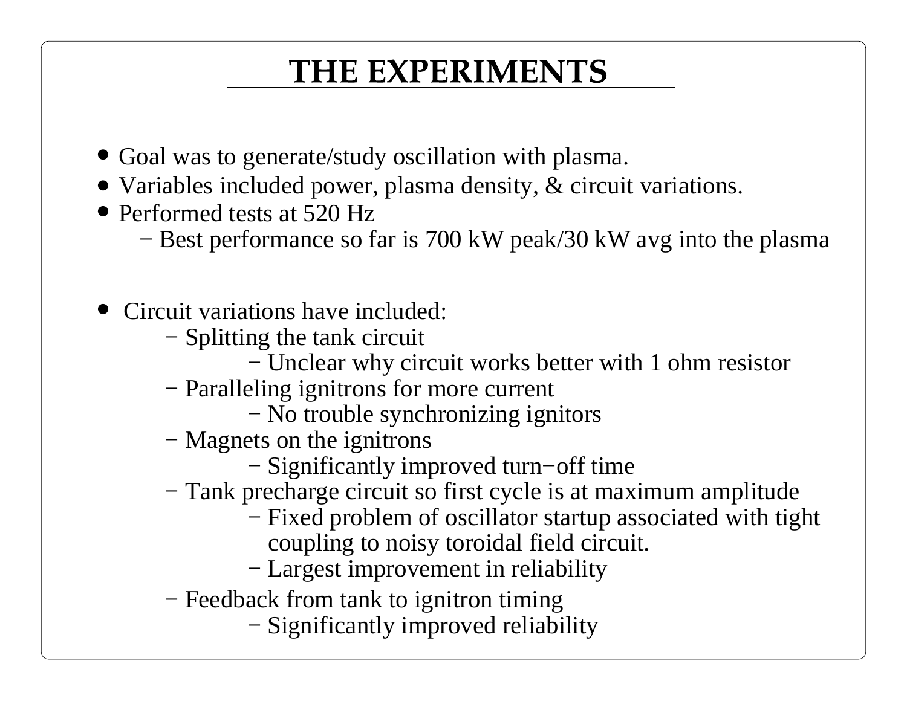# THE EXPERIMENTS

- Goal was to generate/study oscillation with plasma.
- Variables included power, plasma density, & circuit variations.
- Performed tests at 520 Hz
  - Best performance so far is 700 kW peak/30 kW avg into the plasma

- Circuit variations have included:
  - Splitting the tank circuit
    - Unclear why circuit works better with 1 ohm resistor
  - Paralleling ignitrons for more current
    - No trouble synchronizing ignitors
  - Magnets on the ignitrons
    - Significantly improved turn−off time
  - Tank precharge circuit so first cycle is at maximum amplitude
    - Fixed problem of oscillator startup associated with tight coupling to noisy toroidal field circuit.
    - Largest improvement in reliability
  - Feedback from tank to ignitron timing
    - Significantly improved reliability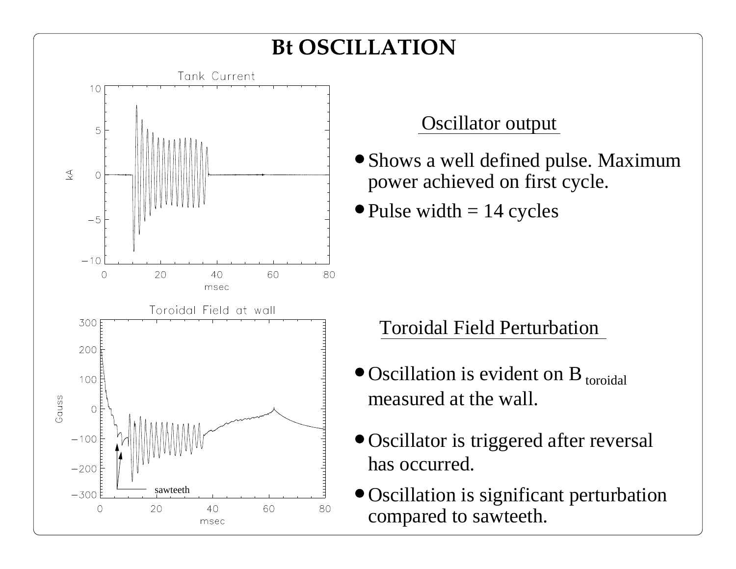# Bt OSCILLATION

Tank Current

10
5
0
−5
−10
kA
0
20
40
60
80
msec

## Oscillator output

- Shows a well defined pulse. Maximum power achieved on first cycle.
- Pulse width = 14 cycles

Toroidal Field at wall

300
200
100
0
−100
−200
−300
Gauss
0
20
40
60
80
msec
sawteeth

## Toroidal Field Perturbation

- Oscillation is evident on $B_{toroidal}$ measured at the wall.
- Oscillator is triggered after reversal has occurred.
- Oscillation is significant perturbation compared to sawteeth.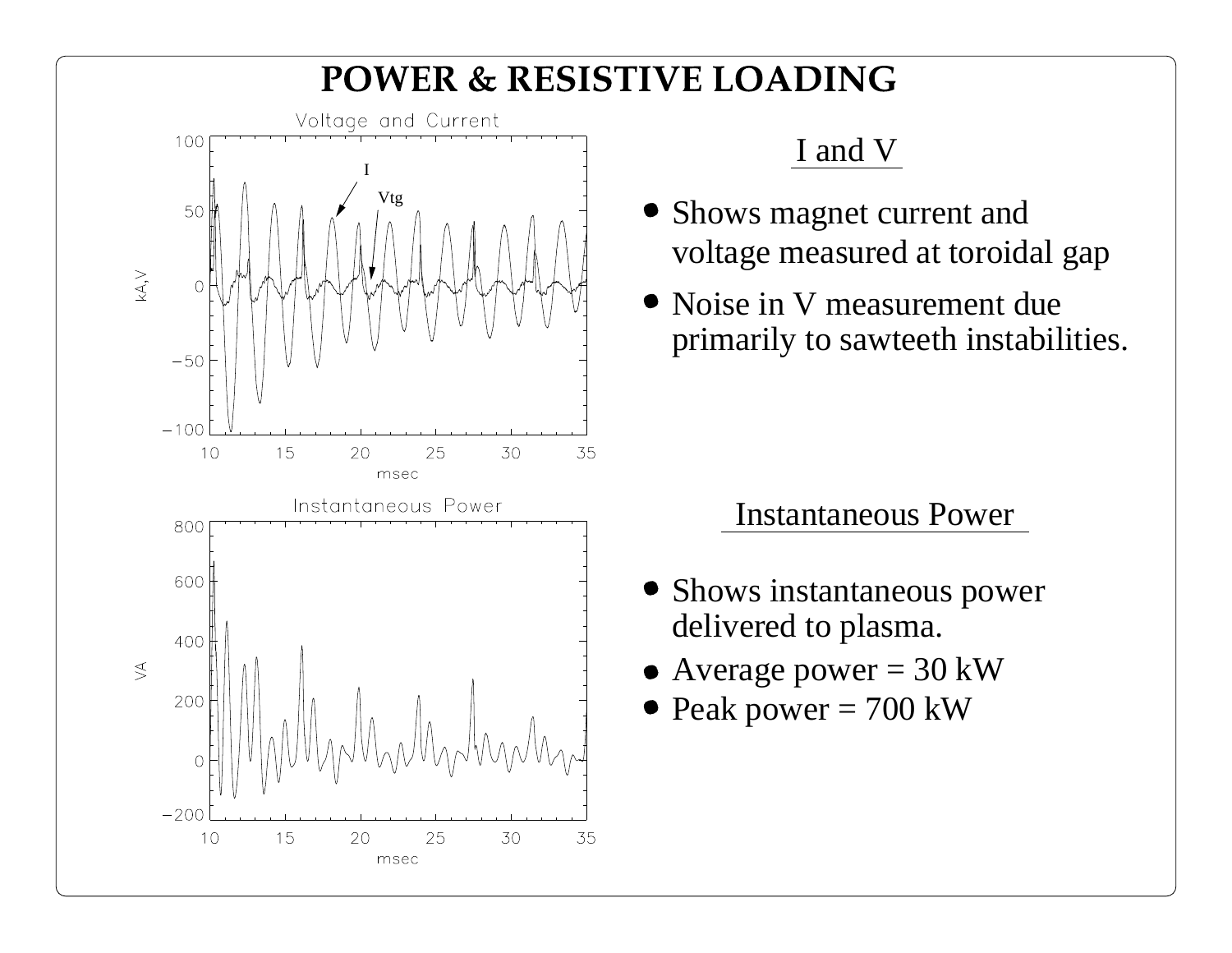# POWER & RESISTIVE LOADING

Voltage and Current

100
50
0
−50
−100

kA,V

10 15 20 25 30 35

msec

I

Vtg

## I and V

- Shows magnet current and voltage measured at toroidal gap
- Noise in V measurement due primarily to sawteeth instabilities.

Instantaneous Power

800
600
400
200
0
−200

VA

10 15 20 25 30 35

msec

## Instantaneous Power

- Shows instantaneous power delivered to plasma.
- Average power = 30 kW
- Peak power = 700 kW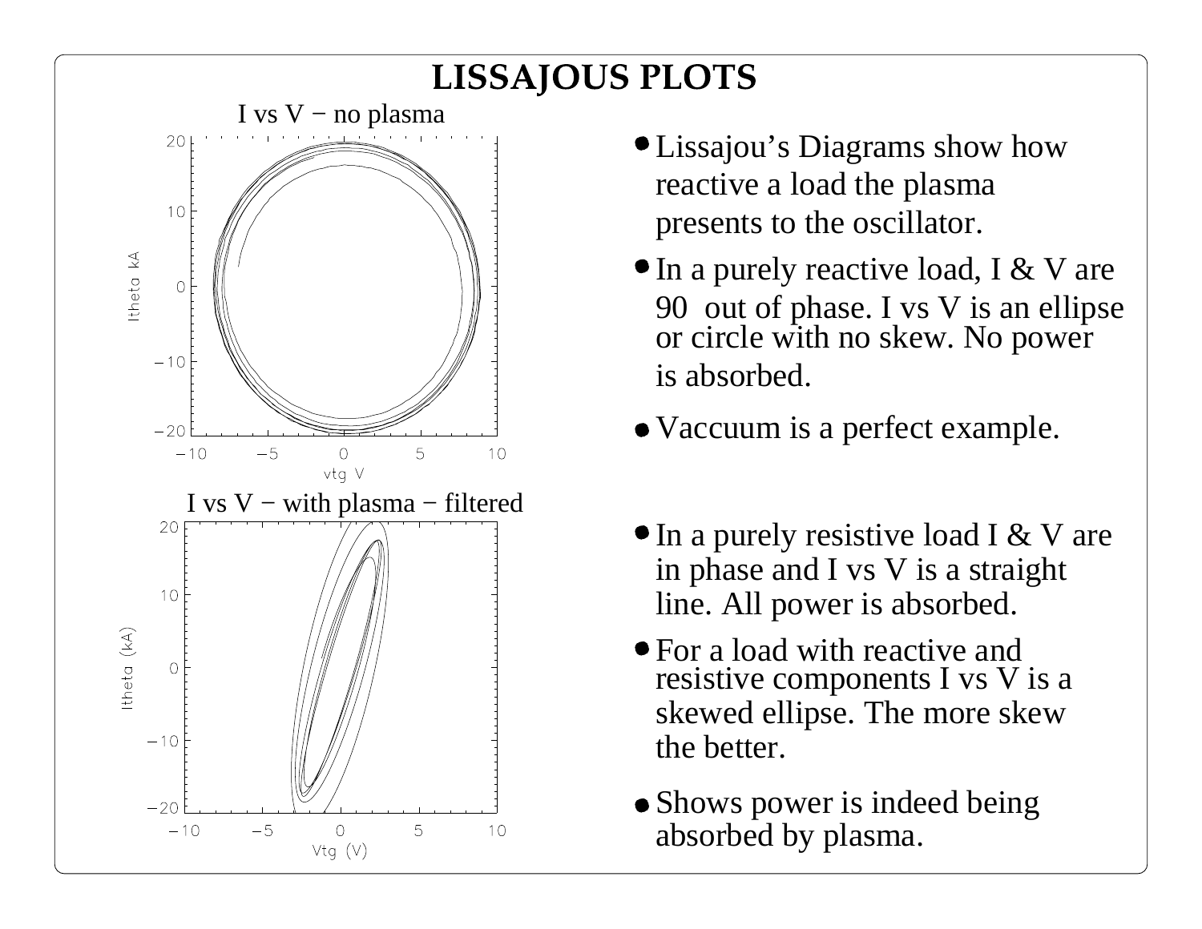# LISSAJOUS PLOTS

I vs V − no plasma

20
10
0
−10
−20
Itheta kA
−10 −5 0 5 10
vtg V

I vs V − with plasma − filtered

20
10
0
−10
−20
Itheta (kA)
−10 −5 0 5 10
Vtg (V)

- Lissajou’s Diagrams show how reactive a load the plasma presents to the oscillator.
- In a purely reactive load, I & V are 90 out of phase. I vs V is an ellipse or circle with no skew. No power is absorbed.
- Vaccuum is a perfect example.

- In a purely resistive load I & V are in phase and I vs V is a straight line. All power is absorbed.
- For a load with reactive and resistive components I vs V is a skewed ellipse. The more skew the better.
- Shows power is indeed being absorbed by plasma.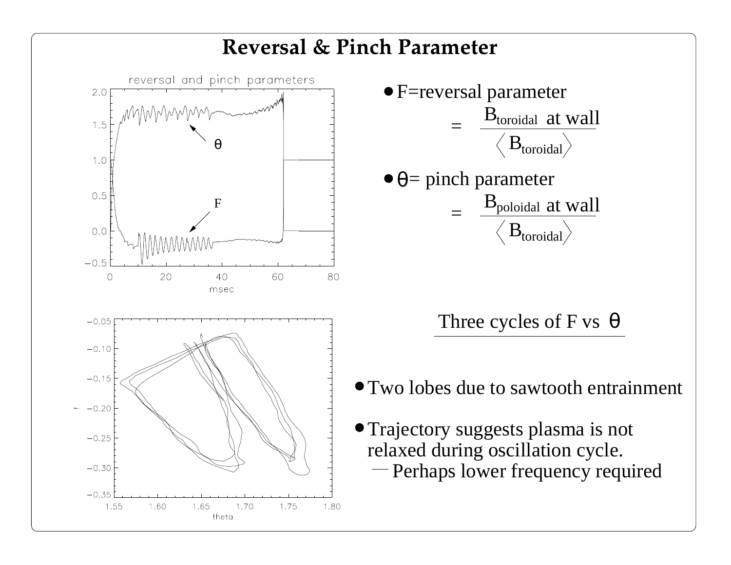# Reversal & Pinch Parameter

reversal and pinch parameters

2.0
1.5
1.0
0.5
0.0
−0.5

0
20
40
60
80

msec

θ

F

- F=reversal parameter

$$= \frac{B_{toroidal} \text{ at wall}}{\langle B_{toroidal} \rangle}$$

- θ= pinch parameter

$$= \frac{B_{poloidal} \text{ at wall}}{\langle B_{toroidal} \rangle}$$

−0.05
−0.10
−0.15
−0.20
−0.25
−0.30
−0.35

1.55
1.60
1.65
1.70
1.75
1.80

theta

f

Three cycles of F vs θ

- Two lobes due to sawtooth entrainment
- Trajectory suggests plasma is not relaxed during oscillation cycle.
  - Perhaps lower frequency required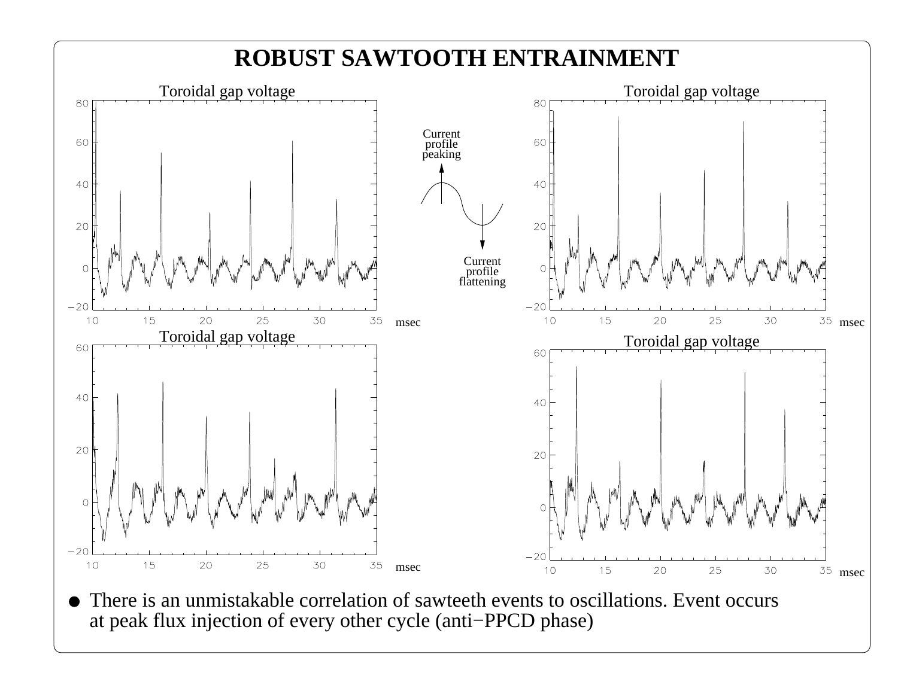# ROBUST SAWTOOTH ENTRAINMENT

Toroidal gap voltage

80
60
40
20
0
−20
10 15 20 25 30 35 msec

Current profile peaking

Current profile flattening

Toroidal gap voltage

80
60
40
20
0
−20
10 15 20 25 30 35 msec

Toroidal gap voltage

60
40
20
0
−20
10 15 20 25 30 35 msec

Toroidal gap voltage

60
40
20
0
−20
10 15 20 25 30 35 msec

- There is an unmistakable correlation of sawteeth events to oscillations. Event occurs at peak flux injection of every other cycle (anti−PPCD phase)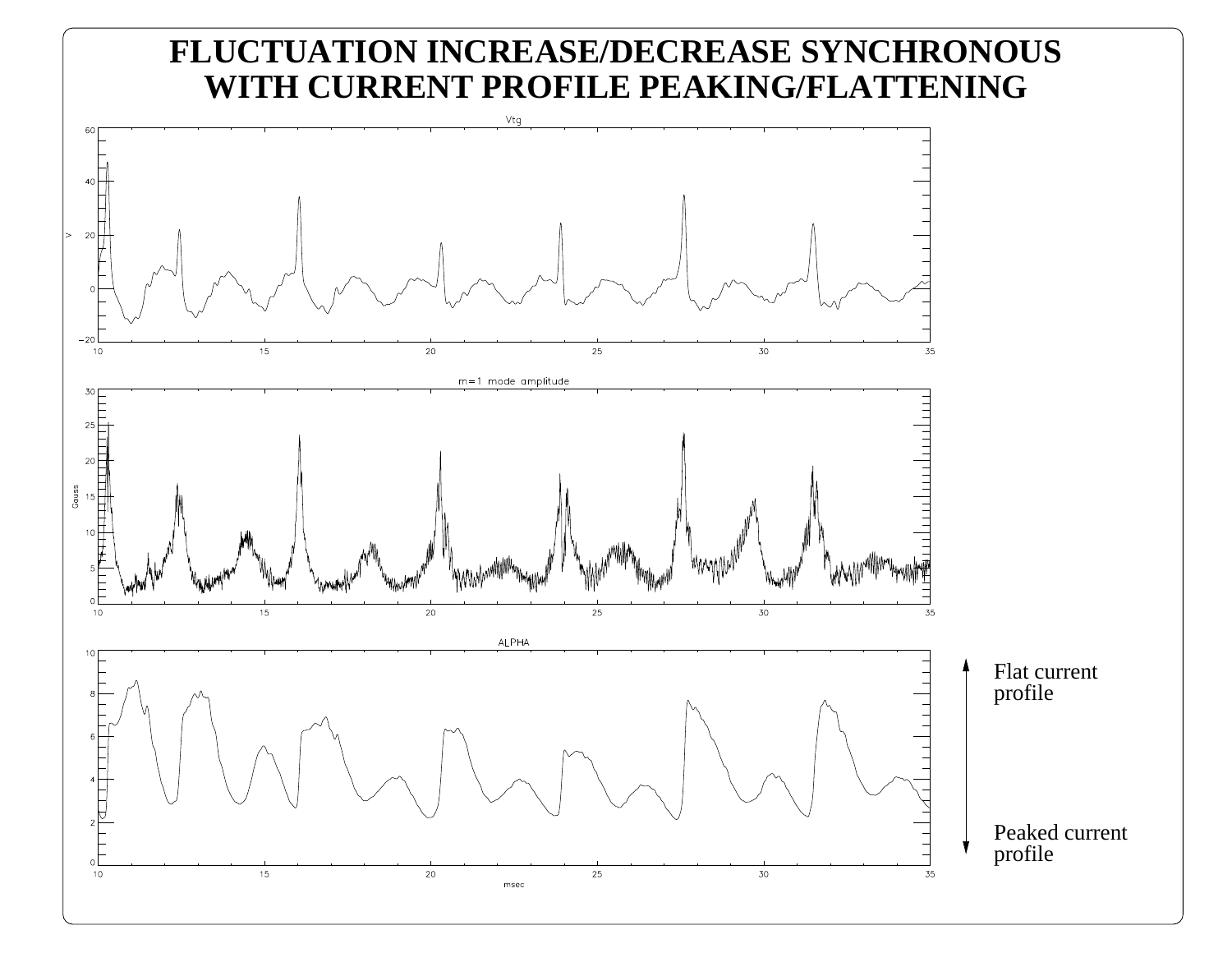# FLUCTUATION INCREASE/DECREASE SYNCHRONOUS WITH CURRENT PROFILE PEAKING/FLATTENING

Vtg

V

60
40
20
0
−20

10 15 20 25 30 35

m=1 mode amplitude

Gauss

30
25
20
15
10
5
0

10 15 20 25 30 35

ALPHA

10
8
6
4
2
0

10 15 20 25 30 35

msec

Flat current profile

Peaked current profile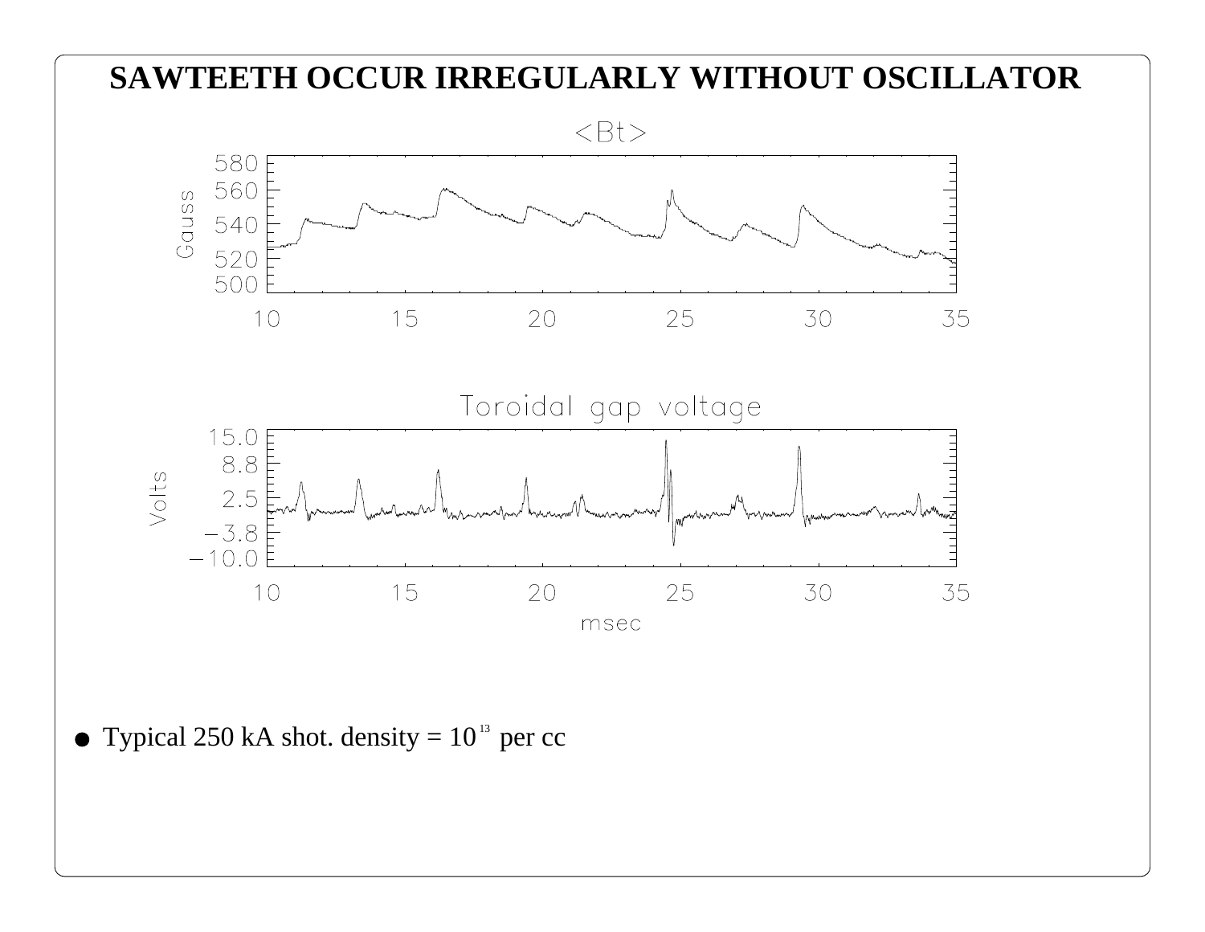# SAWTEETH OCCUR IRREGULARLY WITHOUT OSCILLATOR

<Bt>

Gauss

580
560
540
520
500

10 15 20 25 30 35

Toroidal gap voltage

Volts

15.0
8.8
2.5
−3.8
−10.0

10 15 20 25 30 35

msec

- Typical 250 kA shot. density = $10^{13}$ per cc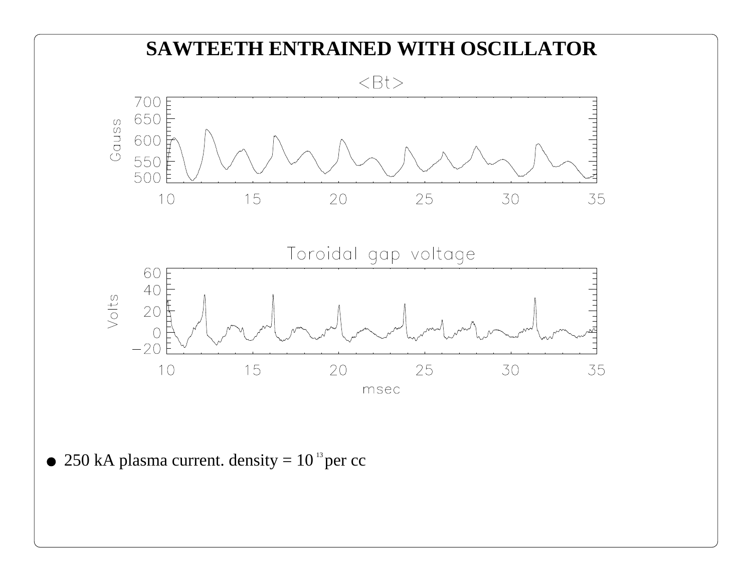# SAWTEETH ENTRAINED WITH OSCILLATOR

<Bt>

Gauss

700
650
600
550
500

10 15 20 25 30 35

Toroidal gap voltage

Volts

60
40
20
0
−20

10 15 20 25 30 35

msec

- 250 kA plasma current. density = $10^{13}$ per cc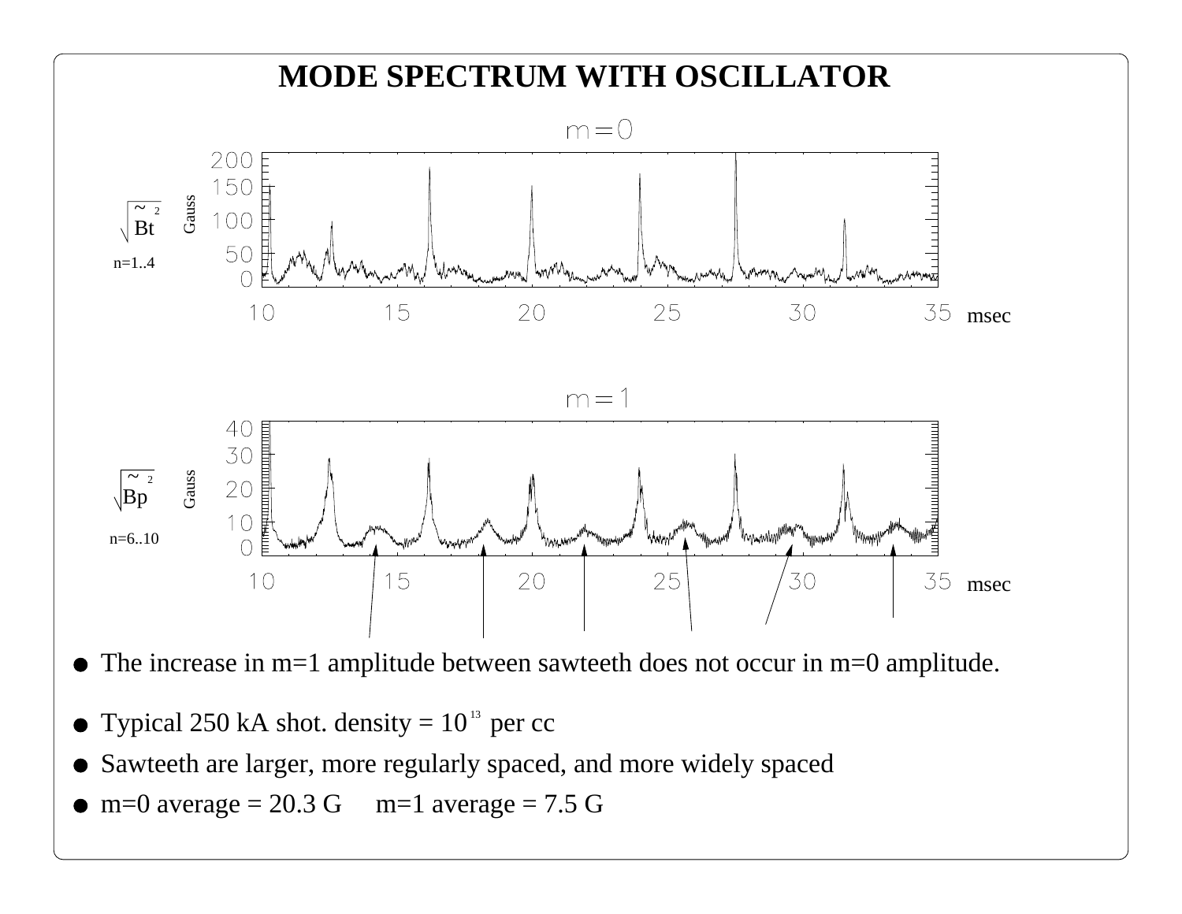# MODE SPECTRUM WITH OSCILLATOR

m=0

$\sqrt{\tilde{Bt}^2}$ Gauss

n=1..4

200
150
100
50
0

10 15 20 25 30 35 msec

m=1

$\sqrt{\tilde{Bp}^2}$ Gauss

n=6..10

40
30
20
10
0

10 15 20 25 30 35 msec

- The increase in m=1 amplitude between sawteeth does not occur in m=0 amplitude.
- Typical 250 kA shot. density = $10^{13}$ per cc
- Sawteeth are larger, more regularly spaced, and more widely spaced
- m=0 average = 20.3 G     m=1 average = 7.5 G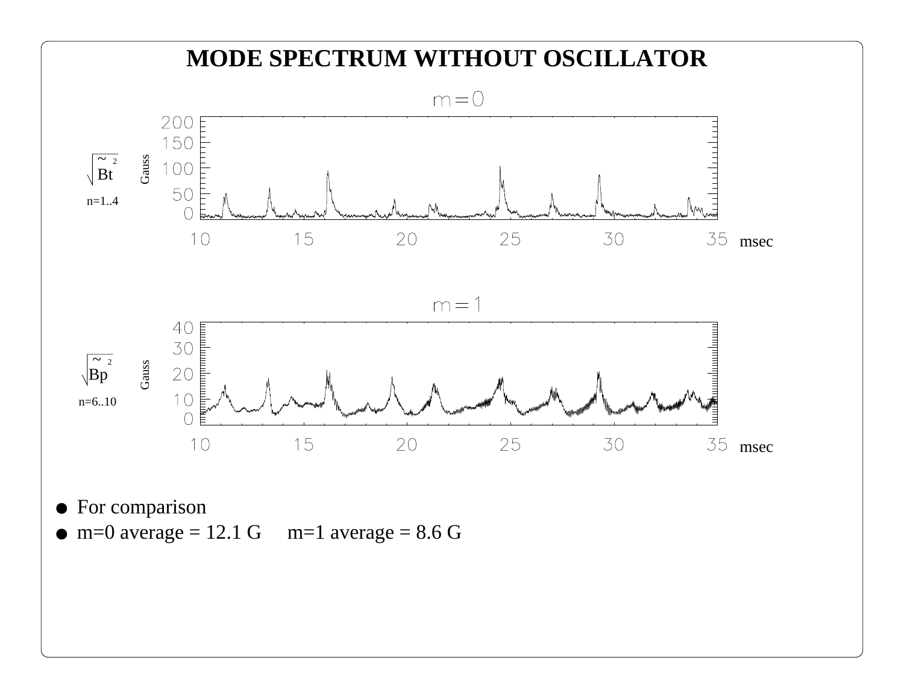# MODE SPECTRUM WITHOUT OSCILLATOR

m=0

$\sqrt{\tilde{Bt}^2}$

n=1..4

Gauss

200
150
100
50
0

10 15 20 25 30 35 msec

m=1

$\sqrt{\tilde{Bp}^2}$

n=6..10

Gauss

40
30
20
10
0

10 15 20 25 30 35 msec

- For comparison
- m=0 average = 12.1 G     m=1 average = 8.6 G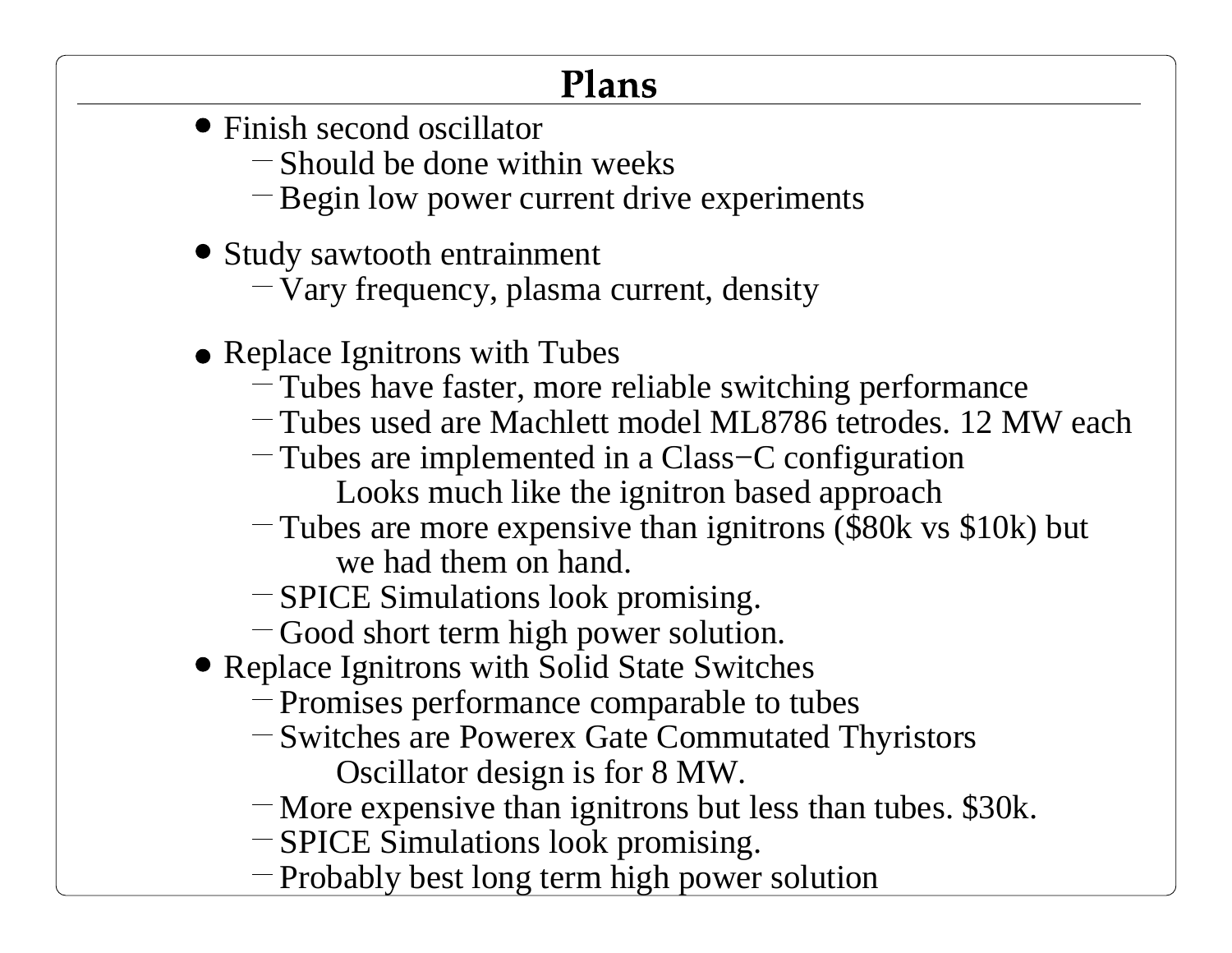# Plans

- Finish second oscillator
  - Should be done within weeks
  - Begin low power current drive experiments

- Study sawtooth entrainment
  - Vary frequency, plasma current, density

- Replace Ignitrons with Tubes
  - Tubes have faster, more reliable switching performance
  - Tubes used are Machlett model ML8786 tetrodes. 12 MW each
  - Tubes are implemented in a Class−C configuration
    - Looks much like the ignitron based approach
  - Tubes are more expensive than ignitrons ($80k vs $10k) but we had them on hand.
  - SPICE Simulations look promising.
  - Good short term high power solution.
- Replace Ignitrons with Solid State Switches
  - Promises performance comparable to tubes
  - Switches are Powerex Gate Commutated Thyristors
    - Oscillator design is for 8 MW.
  - More expensive than ignitrons but less than tubes. $30k.
  - SPICE Simulations look promising.
  - Probably best long term high power solution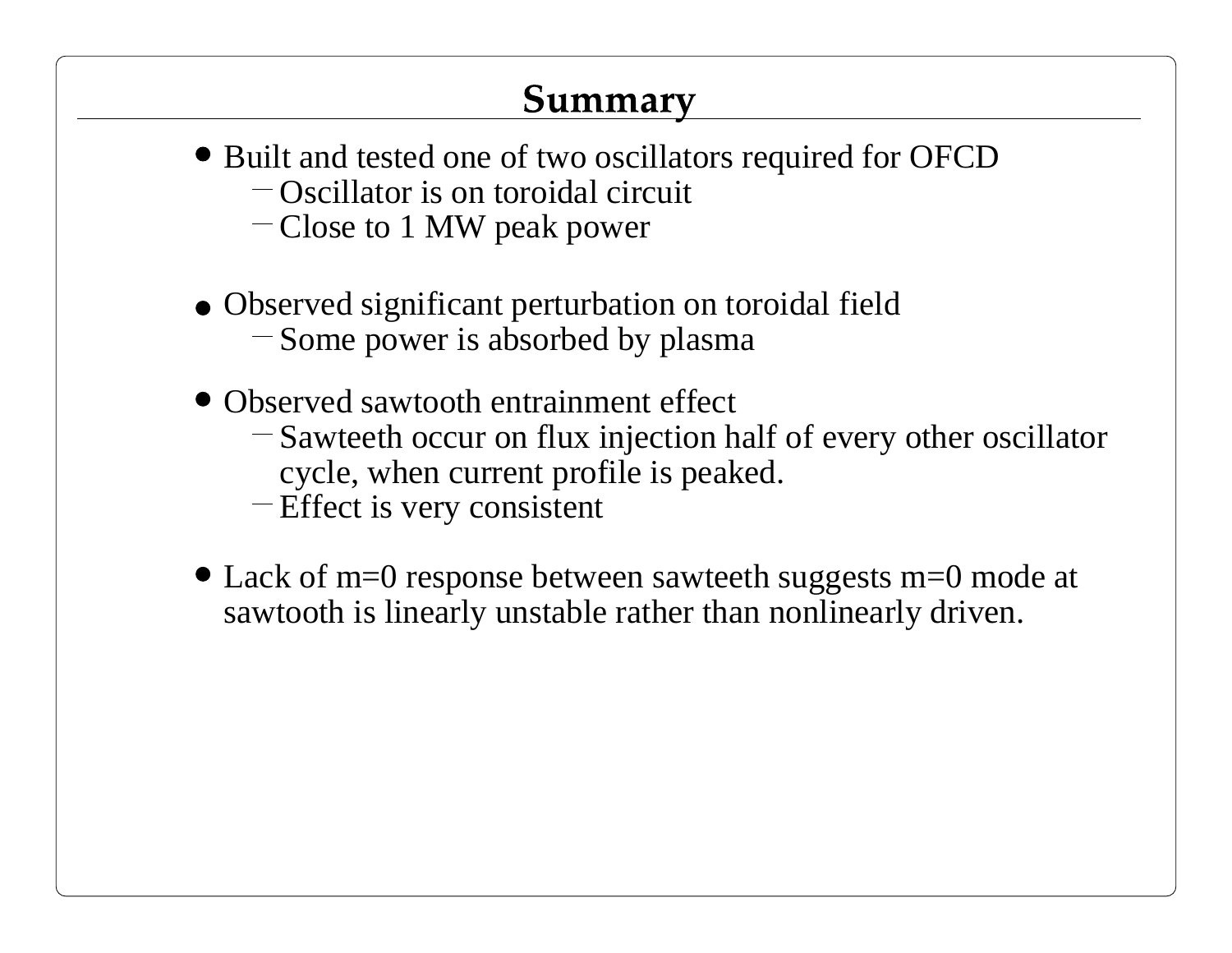## Summary

- Built and tested one of two oscillators required for OFCD
  - Oscillator is on toroidal circuit
  - Close to 1 MW peak power
- Observed significant perturbation on toroidal field
  - Some power is absorbed by plasma
- Observed sawtooth entrainment effect
  - Sawteeth occur on flux injection half of every other oscillator cycle, when current profile is peaked.
  - Effect is very consistent
- Lack of m=0 response between sawteeth suggests m=0 mode at sawtooth is linearly unstable rather than nonlinearly driven.